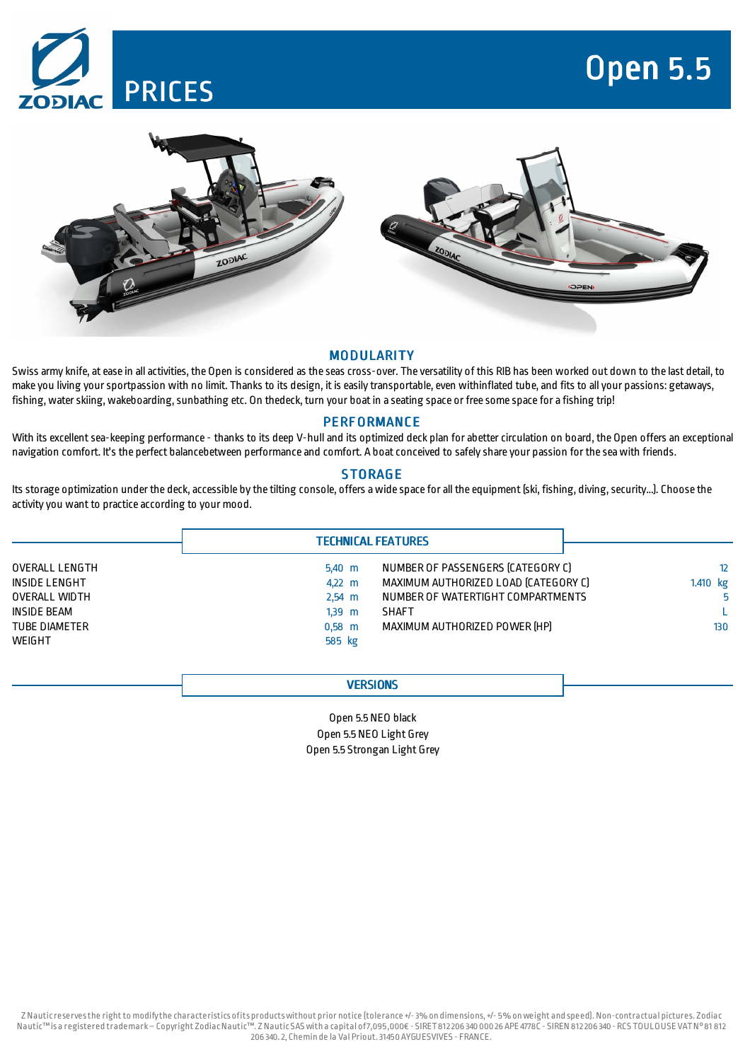# PRICES

# Open 5.5

## MODULARITY

Swiss army knife, at ease in all activities, the Open is considered as the seas cross-over. The versatility of this RIB has been worked out down to the last detail, to make you living your sportpassion with no limit. Thanks to its design, it is easily transportable, even withinflated tube, and fits to all your passions: getaways, fishing, water skiing, wakeboarding, sunbathing etc. On thedeck, turn your boat in a seating space or free some space for a fishing trip!

## PERFORMANCE

With its excellent sea-keeping performance - thanks to its deep V-hull and its optimized deck plan for abetter circulation on board, the Open offers an exceptional navigation comfort. It's the perfect balancebetween performance and comfort. A boat conceived to safely share your passion for the sea with friends.

## STORAGE

Its storage optimization under the deck, accessible by the tilting console, offers a wide space for all the equipment (ski, fishing, diving, security...). Choose the activity you want to practice according to your mood.

## TECHNICAL FEATURES

| | | | |
|---|---|---|---|
| OVERALL LENGTH | 5,40 m | NUMBER OF PASSENGERS (CATEGORY C) | 12 |
| INSIDE LENGHT | 4,22 m | MAXIMUM AUTHORIZED LOAD (CATEGORY C) | 1.410 kg |
| OVERALL WIDTH | 2,54 m | NUMBER OF WATERTIGHT COMPARTMENTS | 5 |
| INSIDE BEAM | 1,39 m | SHAFT | L |
| TUBE DIAMETER | 0,58 m | MAXIMUM AUTHORIZED POWER (HP) | 130 |
| WEIGHT | 585 kg | | |

## VERSIONS

Open 5.5 NEO black  
Open 5.5 NEO Light Grey  
Open 5.5 Strongan Light Grey

Z Nautic reserves the right to modify the characteristics of its products without prior notice (tolerance +/- 3% on dimensions, +/- 5% on weight and speed). Non-contractual pictures. Zodiac Nautic™ is a registered trademark – Copyright Zodiac Nautic™. Z Nautic SAS with a capital of 7,095,000€ - SIRET 812 206 340 000 26 APE 4778C - SIREN 812 206 340 - RCS TOULOUSE VAT N° 81 812 206 340. 2, Chemin de la Val Priout. 31450 AYGUESVIVES - FRANCE.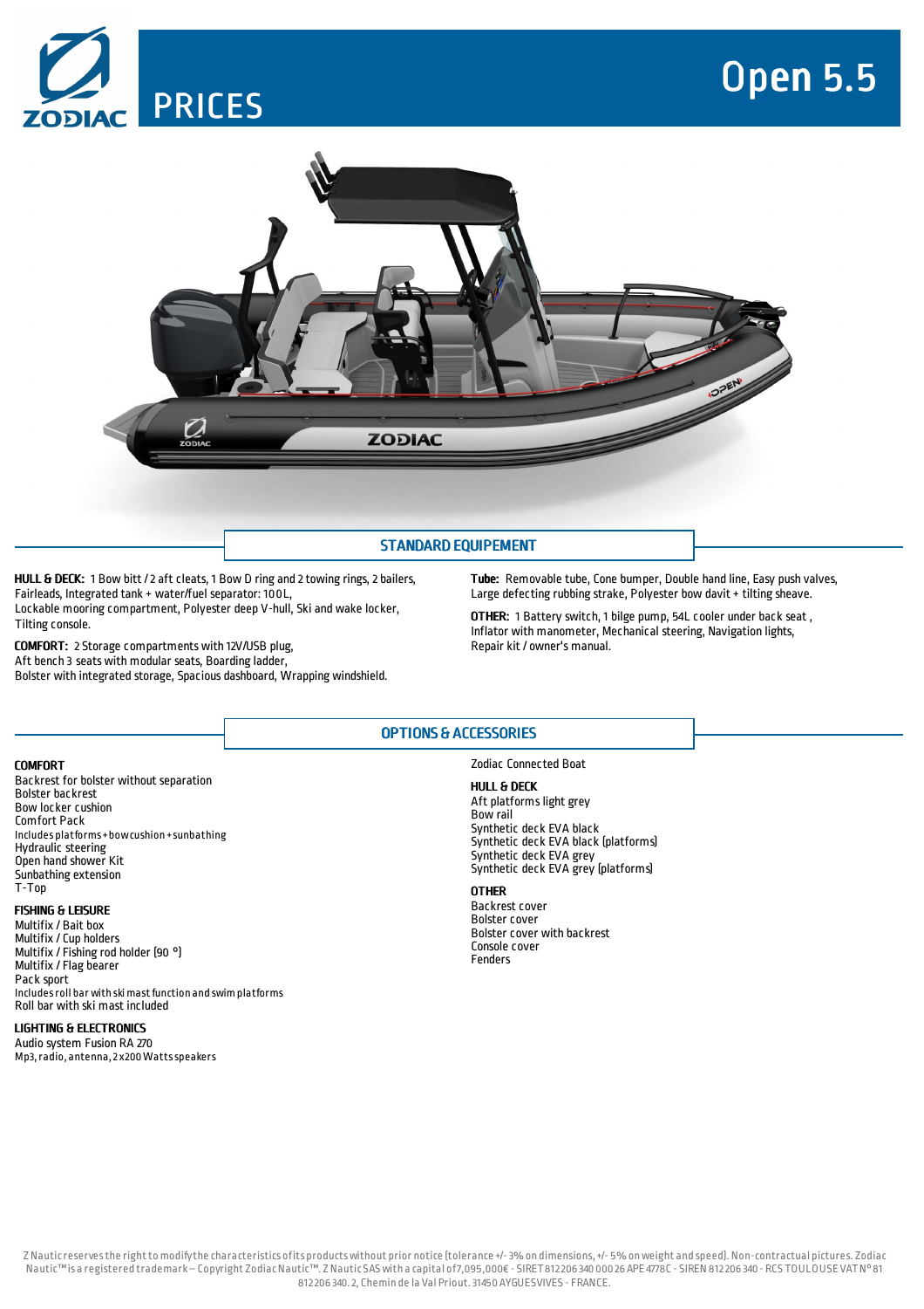# PRICES

# Open 5.5

## STANDARD EQUIPEMENT

**HULL & DECK:** 1 Bow bitt / 2 aft cleats, 1 Bow D ring and 2 towing rings, 2 bailers, Fairleads, Integrated tank + water/fuel separator: 100L, Lockable mooring compartment, Polyester deep V-hull, Ski and wake locker, Tilting console.

**COMFORT:** 2 Storage compartments with 12V/USB plug, Aft bench 3 seats with modular seats, Boarding ladder, Bolster with integrated storage, Spacious dashboard, Wrapping windshield.

**Tube:** Removable tube, Cone bumper, Double hand line, Easy push valves, Large defecting rubbing strake, Polyester bow davit + tilting sheave.

**OTHER:** 1 Battery switch, 1 bilge pump, 54L cooler under back seat, Inflator with manometer, Mechanical steering, Navigation lights, Repair kit / owner's manual.

## OPTIONS & ACCESSORIES

### COMFORT

Backrest for bolster without separation
Bolster backrest
Bow locker cushion
Comfort Pack
Includes platforms + bow cushion + sunbathing
Hydraulic steering
Open hand shower Kit
Sunbathing extension
T-Top

### FISHING & LEISURE

Multifix / Bait box
Multifix / Cup holders
Multifix / Fishing rod holder (90 °)
Multifix / Flag bearer
Pack sport
Includes roll bar with ski mast function and swim platforms
Roll bar with ski mast included

### LIGHTING & ELECTRONICS

Audio system Fusion RA 270
Mp3, radio, antenna, 2x200 Watts speakers

Zodiac Connected Boat

### HULL & DECK

Aft platforms light grey
Bow rail
Synthetic deck EVA black
Synthetic deck EVA black (platforms)
Synthetic deck EVA grey
Synthetic deck EVA grey (platforms)

### OTHER

Backrest cover
Bolster cover
Bolster cover with backrest
Console cover
Fenders

Z Nautic reserves the right to modify the characteristics of its products without prior notice (tolerance +/- 3% on dimensions, +/- 5% on weight and speed). Non-contractual pictures. Zodiac Nautic™ is a registered trademark – Copyright Zodiac Nautic™. Z Nautic SAS with a capital of 7,095,000€ - SIRET 812 206 340 000 26 APE 4778C - SIREN 812 206 340 - RCS TOULOUSE VAT N° 81 812206340. 2, Chemin de la Val Priout. 31450 AYGUESVIVES - FRANCE.